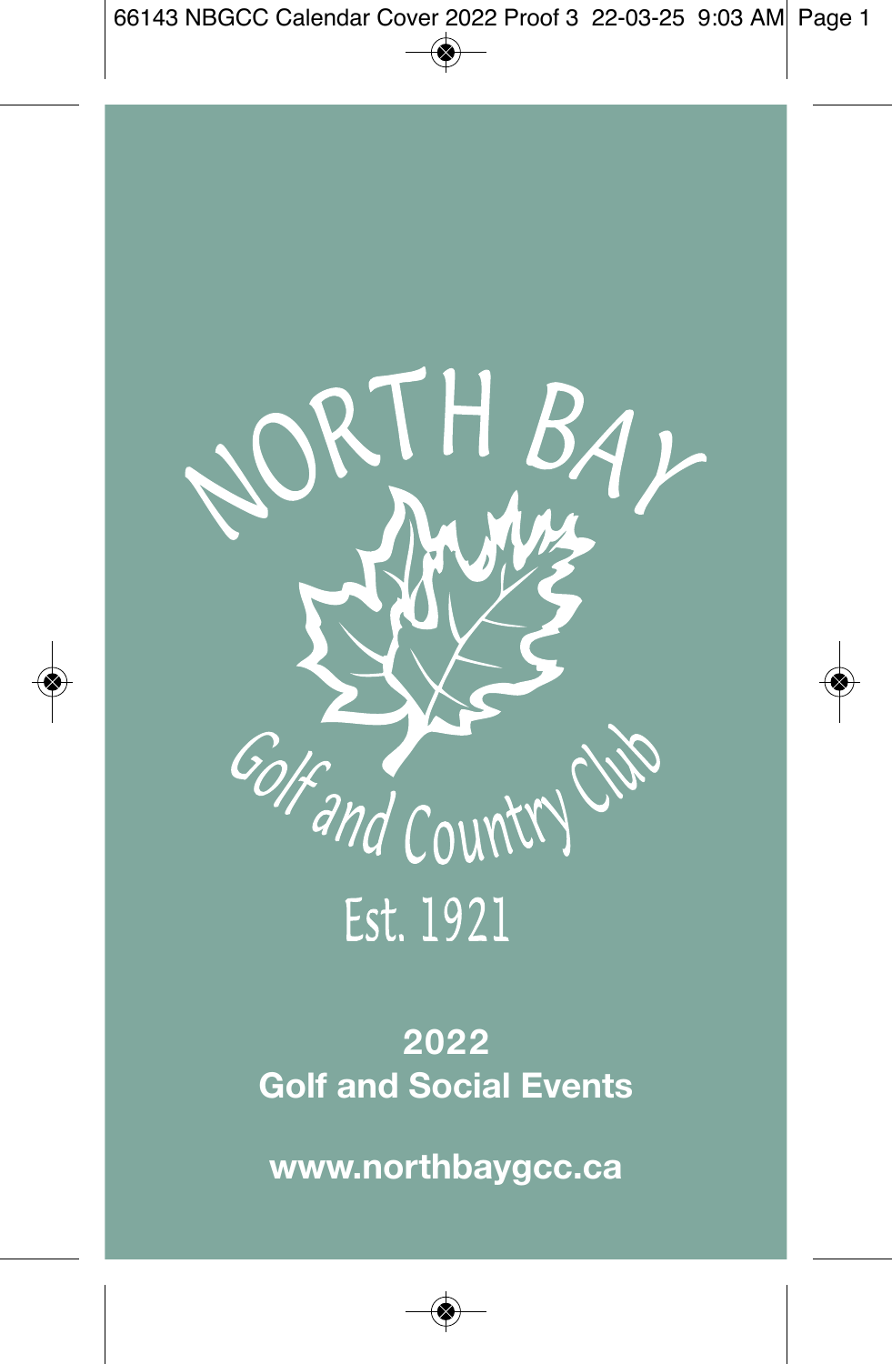# NORTH BAY

## Golf and Country Club

Est. 1921

**2022**
**Golf and Social Events**

**www.northbaygcc.ca**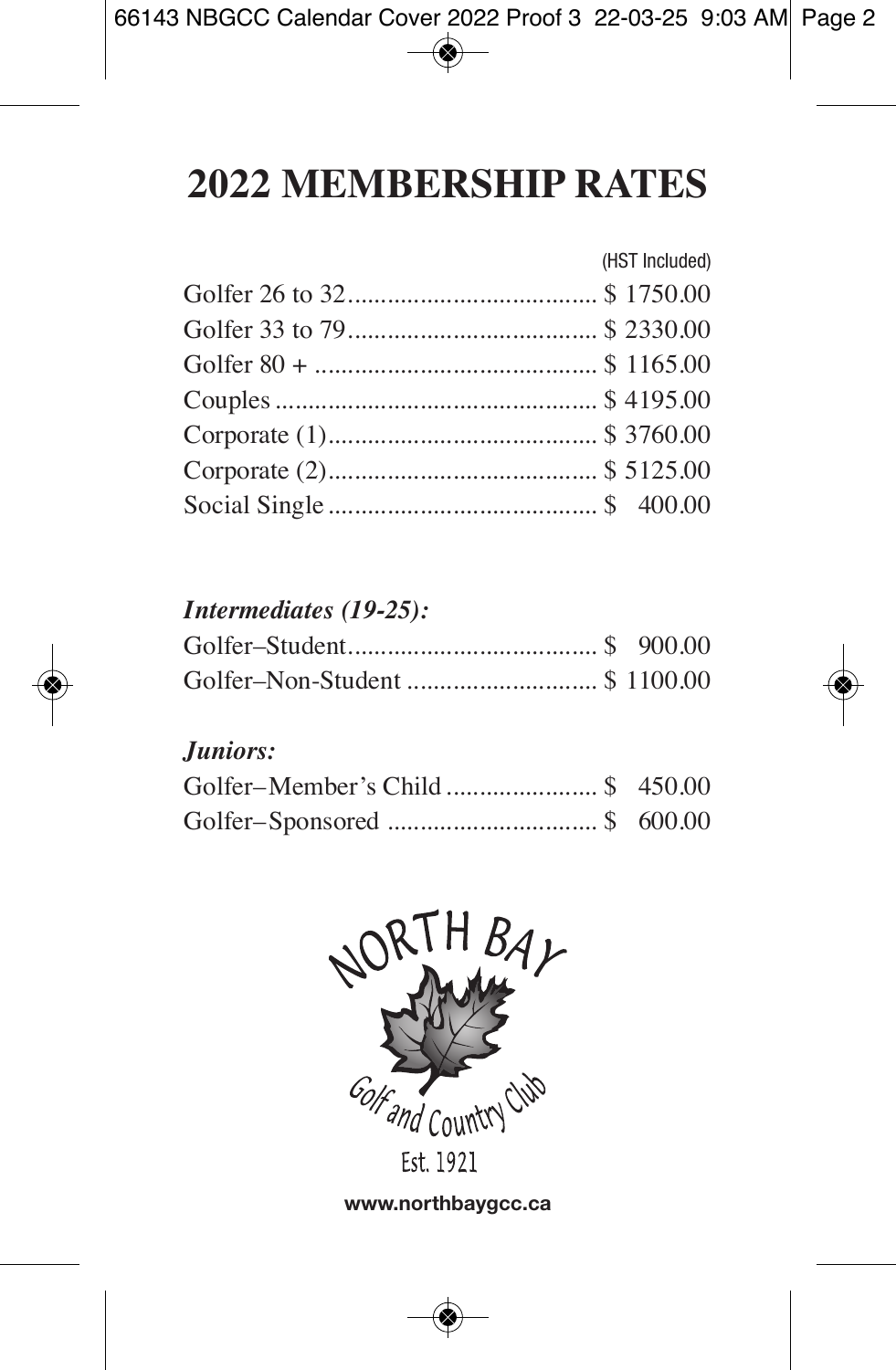# 2022 MEMBERSHIP RATES

(HST Included)

| | |
|---|---|
| Golfer 26 to 32 | $ 1750.00 |
| Golfer 33 to 79 | $ 2330.00 |
| Golfer 80 + | $ 1165.00 |
| Couples | $ 4195.00 |
| Corporate (1) | $ 3760.00 |
| Corporate (2) | $ 5125.00 |
| Social Single | $ 400.00 |

***Intermediates (19-25):***

| | |
|---|---|
| Golfer–Student | $ 900.00 |
| Golfer–Non-Student | $ 1100.00 |

***Juniors:***

| | |
|---|---|
| Golfer–Member's Child | $ 450.00 |
| Golfer–Sponsored | $ 600.00 |

NORTH BAY

Golf and Country Club

Est. 1921

**www.northbaygcc.ca**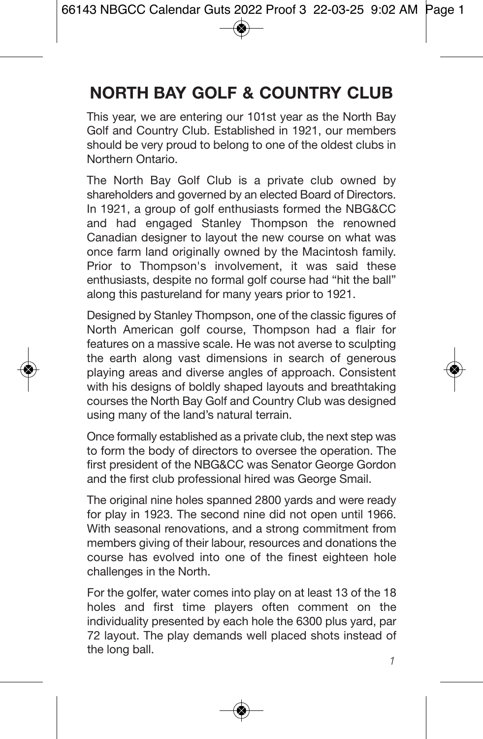# NORTH BAY GOLF & COUNTRY CLUB

This year, we are entering our 101st year as the North Bay Golf and Country Club. Established in 1921, our members should be very proud to belong to one of the oldest clubs in Northern Ontario.

The North Bay Golf Club is a private club owned by shareholders and governed by an elected Board of Directors. In 1921, a group of golf enthusiasts formed the NBG&CC and had engaged Stanley Thompson the renowned Canadian designer to layout the new course on what was once farm land originally owned by the Macintosh family. Prior to Thompson's involvement, it was said these enthusiasts, despite no formal golf course had "hit the ball" along this pastureland for many years prior to 1921.

Designed by Stanley Thompson, one of the classic figures of North American golf course, Thompson had a flair for features on a massive scale. He was not averse to sculpting the earth along vast dimensions in search of generous playing areas and diverse angles of approach. Consistent with his designs of boldly shaped layouts and breathtaking courses the North Bay Golf and Country Club was designed using many of the land's natural terrain.

Once formally established as a private club, the next step was to form the body of directors to oversee the operation. The first president of the NBG&CC was Senator George Gordon and the first club professional hired was George Smail.

The original nine holes spanned 2800 yards and were ready for play in 1923. The second nine did not open until 1966. With seasonal renovations, and a strong commitment from members giving of their labour, resources and donations the course has evolved into one of the finest eighteen hole challenges in the North.

For the golfer, water comes into play on at least 13 of the 18 holes and first time players often comment on the individuality presented by each hole the 6300 plus yard, par 72 layout. The play demands well placed shots instead of the long ball.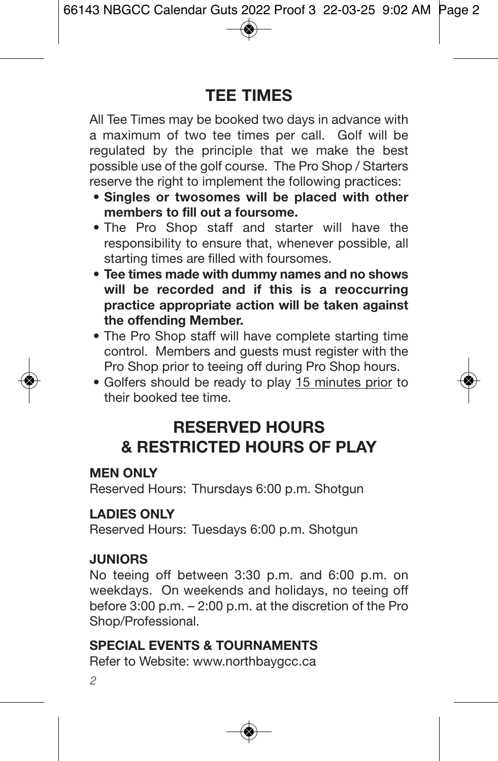## TEE TIMES

All Tee Times may be booked two days in advance with a maximum of two tee times per call. Golf will be regulated by the principle that we make the best possible use of the golf course. The Pro Shop / Starters reserve the right to implement the following practices:

- **Singles or twosomes will be placed with other members to fill out a foursome.**
- The Pro Shop staff and starter will have the responsibility to ensure that, whenever possible, all starting times are filled with foursomes.
- **Tee times made with dummy names and no shows will be recorded and if this is a reoccurring practice appropriate action will be taken against the offending Member.**
- The Pro Shop staff will have complete starting time control. Members and guests must register with the Pro Shop prior to teeing off during Pro Shop hours.
- Golfers should be ready to play 15 minutes prior to their booked tee time.

## RESERVED HOURS & RESTRICTED HOURS OF PLAY

**MEN ONLY**

Reserved Hours: Thursdays 6:00 p.m. Shotgun

**LADIES ONLY**

Reserved Hours: Tuesdays 6:00 p.m. Shotgun

**JUNIORS**

No teeing off between 3:30 p.m. and 6:00 p.m. on weekdays. On weekends and holidays, no teeing off before 3:00 p.m. – 2:00 p.m. at the discretion of the Pro Shop/Professional.

**SPECIAL EVENTS & TOURNAMENTS**

Refer to Website: www.northbaygcc.ca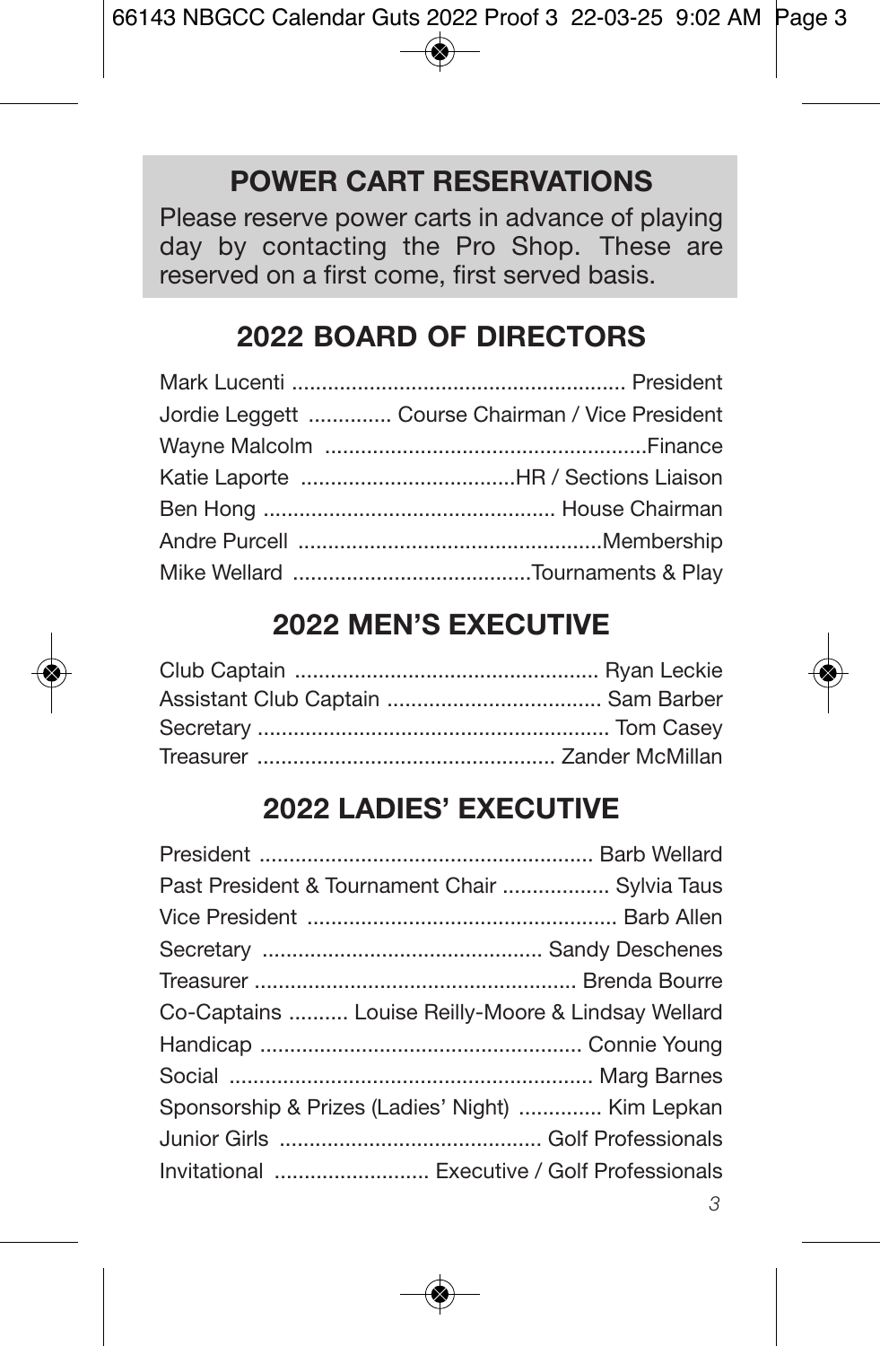## POWER CART RESERVATIONS

Please reserve power carts in advance of playing day by contacting the Pro Shop. These are reserved on a first come, first served basis.

## 2022 BOARD OF DIRECTORS

Mark Lucenti ........................................................ President
Jordie Leggett .............. Course Chairman / Vice President
Wayne Malcolm ......................................................Finance
Katie Laporte ....................................HR / Sections Liaison
Ben Hong ................................................. House Chairman
Andre Purcell ..................................................Membership
Mike Wellard ........................................Tournaments & Play

## 2022 MEN'S EXECUTIVE

Club Captain ................................................... Ryan Leckie
Assistant Club Captain .................................... Sam Barber
Secretary ........................................................... Tom Casey
Treasurer .................................................. Zander McMillan

## 2022 LADIES' EXECUTIVE

President ........................................................ Barb Wellard
Past President & Tournament Chair .................. Sylvia Taus
Vice President .................................................... Barb Allen
Secretary ............................................... Sandy Deschenes
Treasurer ...................................................... Brenda Bourre
Co-Captains .......... Louise Reilly-Moore & Lindsay Wellard
Handicap ...................................................... Connie Young
Social ............................................................. Marg Barnes
Sponsorship & Prizes (Ladies' Night) .............. Kim Lepkan
Junior Girls ............................................ Golf Professionals
Invitational .......................... Executive / Golf Professionals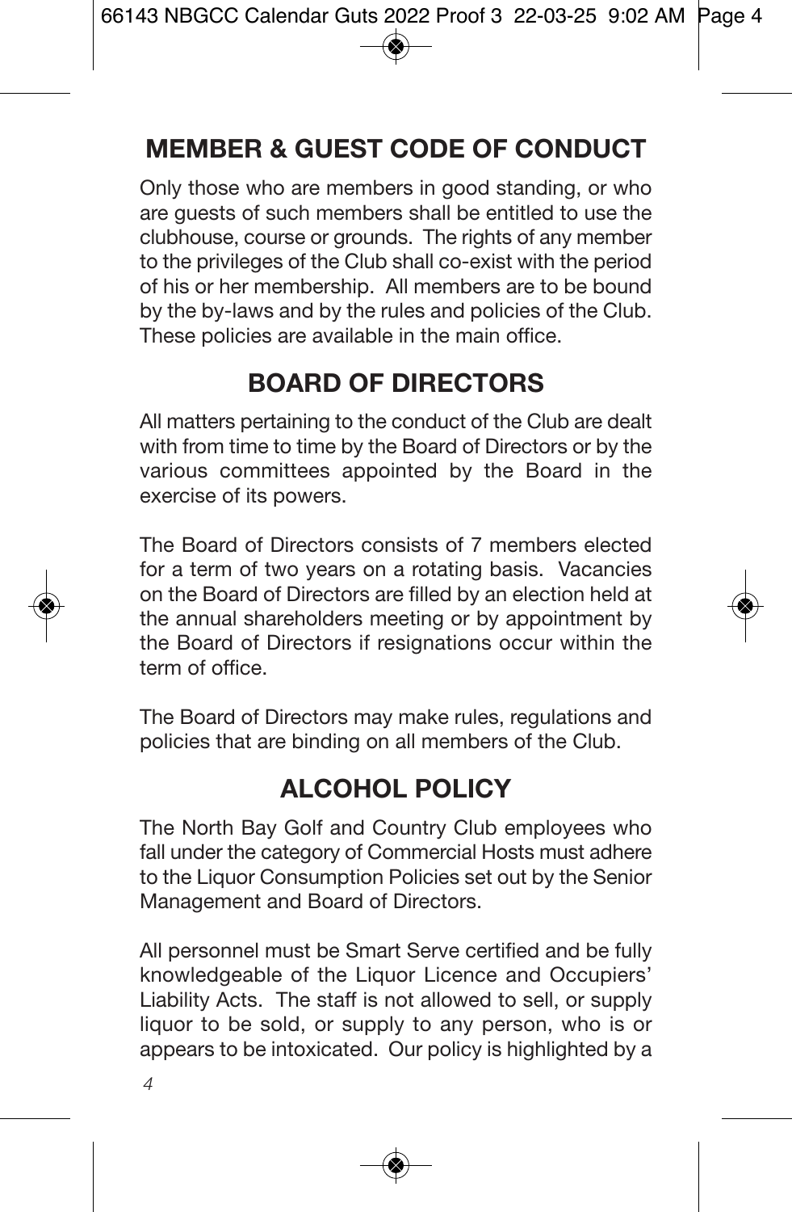## MEMBER & GUEST CODE OF CONDUCT

Only those who are members in good standing, or who are guests of such members shall be entitled to use the clubhouse, course or grounds. The rights of any member to the privileges of the Club shall co-exist with the period of his or her membership. All members are to be bound by the by-laws and by the rules and policies of the Club. These policies are available in the main office.

## BOARD OF DIRECTORS

All matters pertaining to the conduct of the Club are dealt with from time to time by the Board of Directors or by the various committees appointed by the Board in the exercise of its powers.

The Board of Directors consists of 7 members elected for a term of two years on a rotating basis. Vacancies on the Board of Directors are filled by an election held at the annual shareholders meeting or by appointment by the Board of Directors if resignations occur within the term of office.

The Board of Directors may make rules, regulations and policies that are binding on all members of the Club.

## ALCOHOL POLICY

The North Bay Golf and Country Club employees who fall under the category of Commercial Hosts must adhere to the Liquor Consumption Policies set out by the Senior Management and Board of Directors.

All personnel must be Smart Serve certified and be fully knowledgeable of the Liquor Licence and Occupiers' Liability Acts. The staff is not allowed to sell, or supply liquor to be sold, or supply to any person, who is or appears to be intoxicated. Our policy is highlighted by a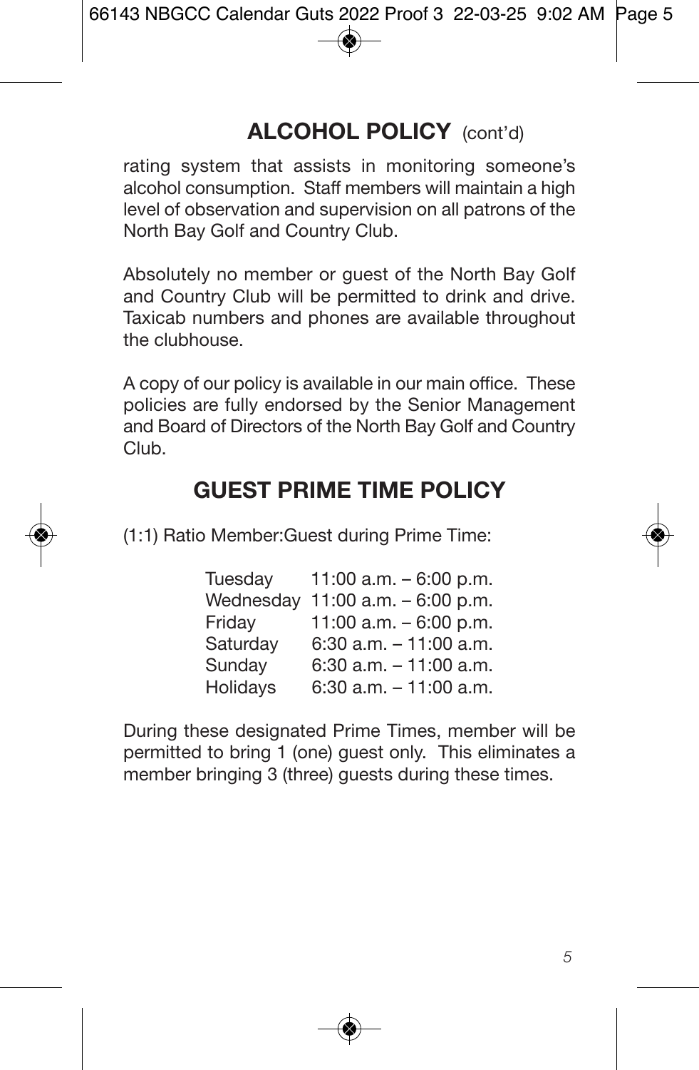## ALCOHOL POLICY (cont'd)

rating system that assists in monitoring someone's alcohol consumption. Staff members will maintain a high level of observation and supervision on all patrons of the North Bay Golf and Country Club.

Absolutely no member or guest of the North Bay Golf and Country Club will be permitted to drink and drive. Taxicab numbers and phones are available throughout the clubhouse.

A copy of our policy is available in our main office. These policies are fully endorsed by the Senior Management and Board of Directors of the North Bay Golf and Country Club.

## GUEST PRIME TIME POLICY

(1:1) Ratio Member:Guest during Prime Time:

| | |
|---|---|
| Tuesday | 11:00 a.m. – 6:00 p.m. |
| Wednesday | 11:00 a.m. – 6:00 p.m. |
| Friday | 11:00 a.m. – 6:00 p.m. |
| Saturday | 6:30 a.m. – 11:00 a.m. |
| Sunday | 6:30 a.m. – 11:00 a.m. |
| Holidays | 6:30 a.m. – 11:00 a.m. |

During these designated Prime Times, member will be permitted to bring 1 (one) guest only. This eliminates a member bringing 3 (three) guests during these times.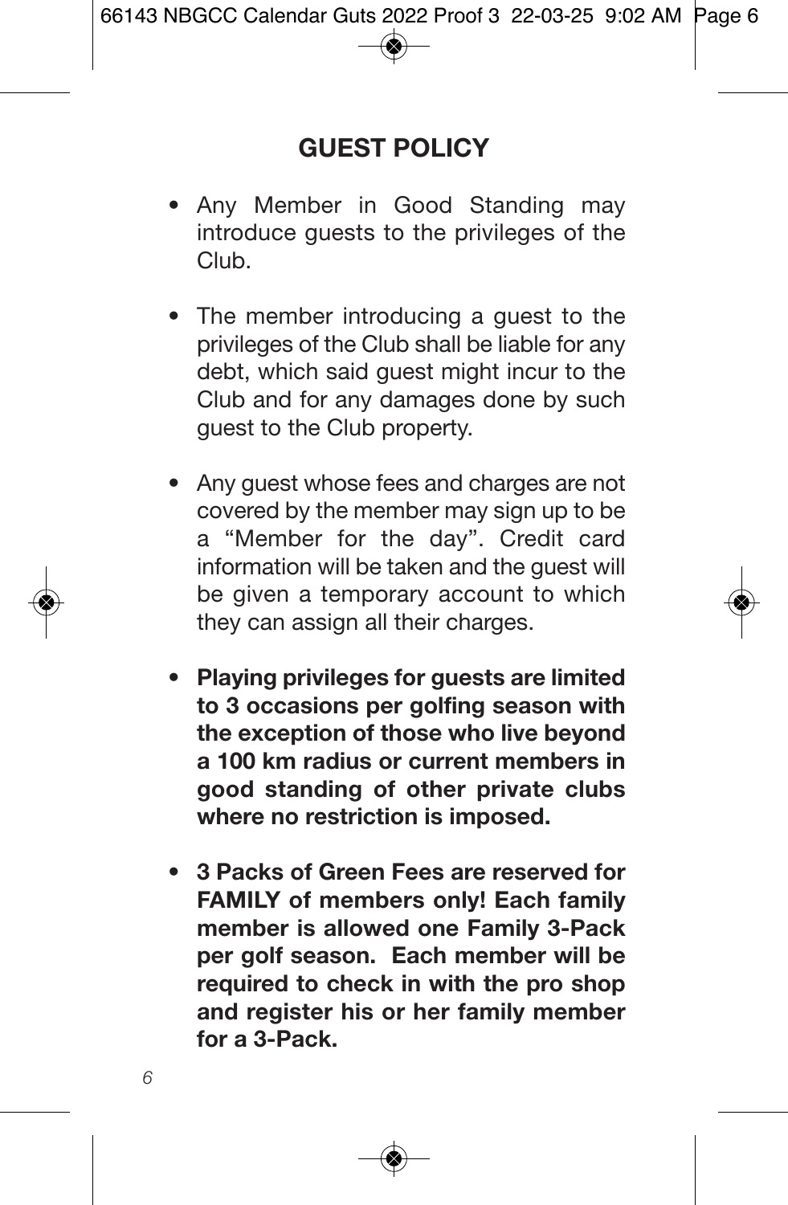## GUEST POLICY

- Any Member in Good Standing may introduce guests to the privileges of the Club.
- The member introducing a guest to the privileges of the Club shall be liable for any debt, which said guest might incur to the Club and for any damages done by such guest to the Club property.
- Any guest whose fees and charges are not covered by the member may sign up to be a "Member for the day". Credit card information will be taken and the guest will be given a temporary account to which they can assign all their charges.
- **Playing privileges for guests are limited to 3 occasions per golfing season with the exception of those who live beyond a 100 km radius or current members in good standing of other private clubs where no restriction is imposed.**
- **3 Packs of Green Fees are reserved for FAMILY of members only! Each family member is allowed one Family 3-Pack per golf season. Each member will be required to check in with the pro shop and register his or her family member for a 3-Pack.**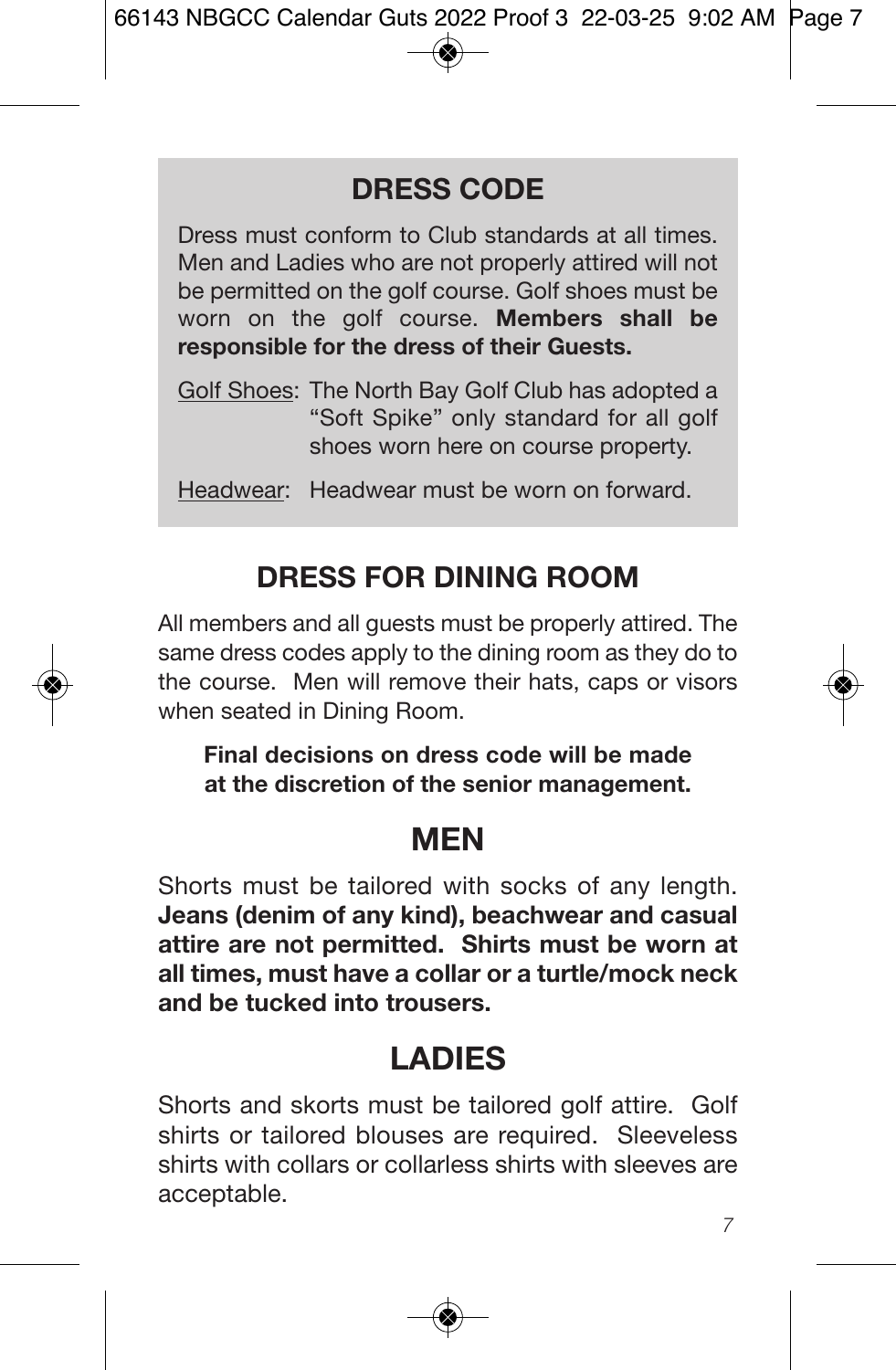## DRESS CODE

Dress must conform to Club standards at all times. Men and Ladies who are not properly attired will not be permitted on the golf course. Golf shoes must be worn on the golf course. **Members shall be responsible for the dress of their Guests.**

Golf Shoes: The North Bay Golf Club has adopted a "Soft Spike" only standard for all golf shoes worn here on course property.

Headwear: Headwear must be worn on forward.

## DRESS FOR DINING ROOM

All members and all guests must be properly attired. The same dress codes apply to the dining room as they do to the course. Men will remove their hats, caps or visors when seated in Dining Room.

**Final decisions on dress code will be made at the discretion of the senior management.**

## MEN

Shorts must be tailored with socks of any length. **Jeans (denim of any kind), beachwear and casual attire are not permitted. Shirts must be worn at all times, must have a collar or a turtle/mock neck and be tucked into trousers.**

## LADIES

Shorts and skorts must be tailored golf attire. Golf shirts or tailored blouses are required. Sleeveless shirts with collars or collarless shirts with sleeves are acceptable.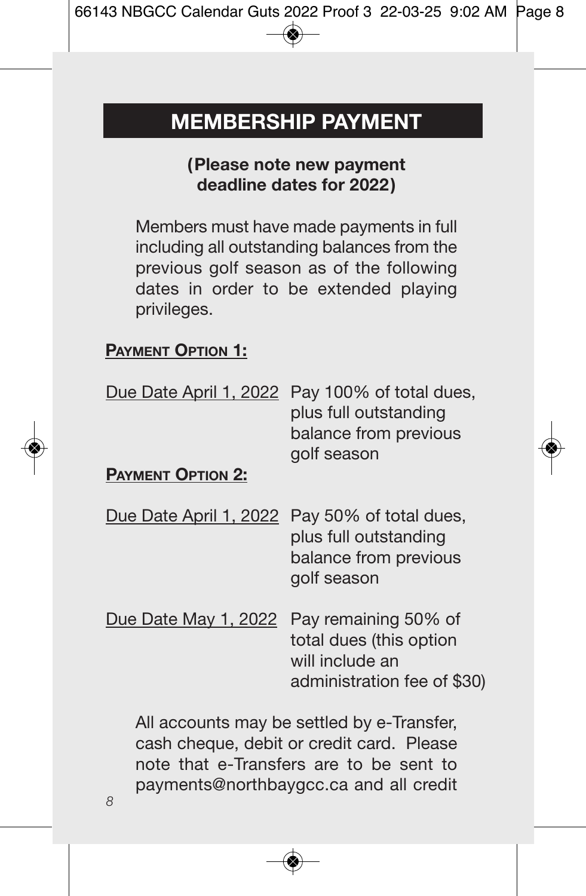## MEMBERSHIP PAYMENT

**(Please note new payment deadline dates for 2022)**

Members must have made payments in full including all outstanding balances from the previous golf season as of the following dates in order to be extended playing privileges.

**PAYMENT OPTION 1:**

| | |
|---|---|
| Due Date April 1, 2022 | Pay 100% of total dues, plus full outstanding balance from previous golf season |

**PAYMENT OPTION 2:**

| | |
|---|---|
| Due Date April 1, 2022 | Pay 50% of total dues, plus full outstanding balance from previous golf season |
| Due Date May 1, 2022 | Pay remaining 50% of total dues (this option will include an administration fee of $30) |

All accounts may be settled by e-Transfer, cash cheque, debit or credit card. Please note that e-Transfers are to be sent to payments@northbaygcc.ca and all credit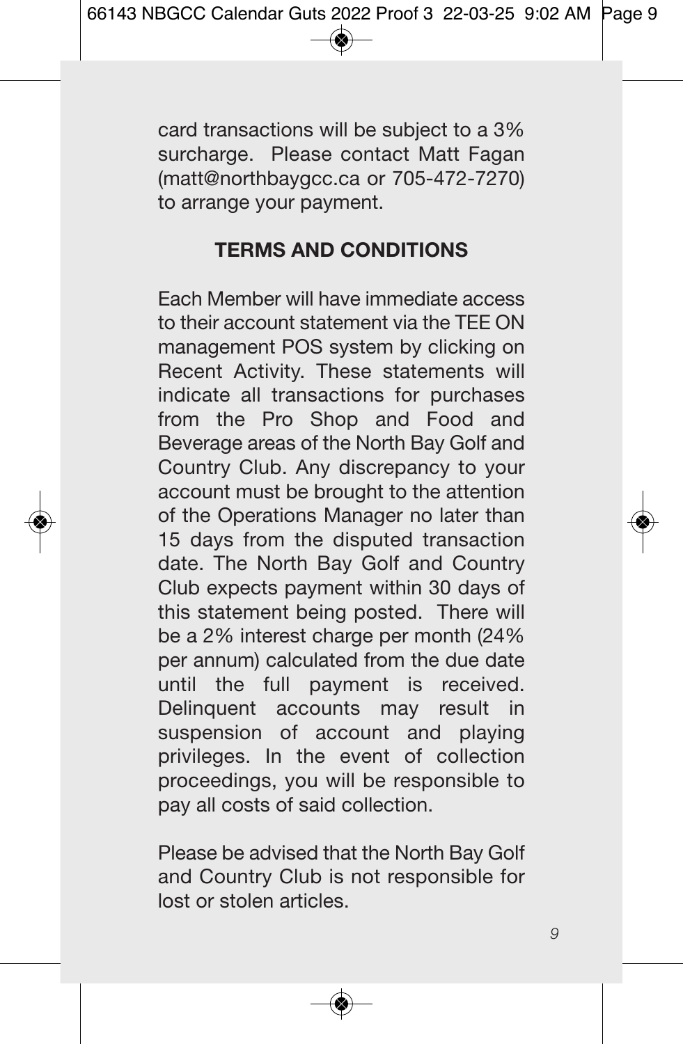card transactions will be subject to a 3% surcharge. Please contact Matt Fagan (matt@northbaygcc.ca or 705-472-7270) to arrange your payment.

## TERMS AND CONDITIONS

Each Member will have immediate access to their account statement via the TEE ON management POS system by clicking on Recent Activity. These statements will indicate all transactions for purchases from the Pro Shop and Food and Beverage areas of the North Bay Golf and Country Club. Any discrepancy to your account must be brought to the attention of the Operations Manager no later than 15 days from the disputed transaction date. The North Bay Golf and Country Club expects payment within 30 days of this statement being posted. There will be a 2% interest charge per month (24% per annum) calculated from the due date until the full payment is received. Delinquent accounts may result in suspension of account and playing privileges. In the event of collection proceedings, you will be responsible to pay all costs of said collection.

Please be advised that the North Bay Golf and Country Club is not responsible for lost or stolen articles.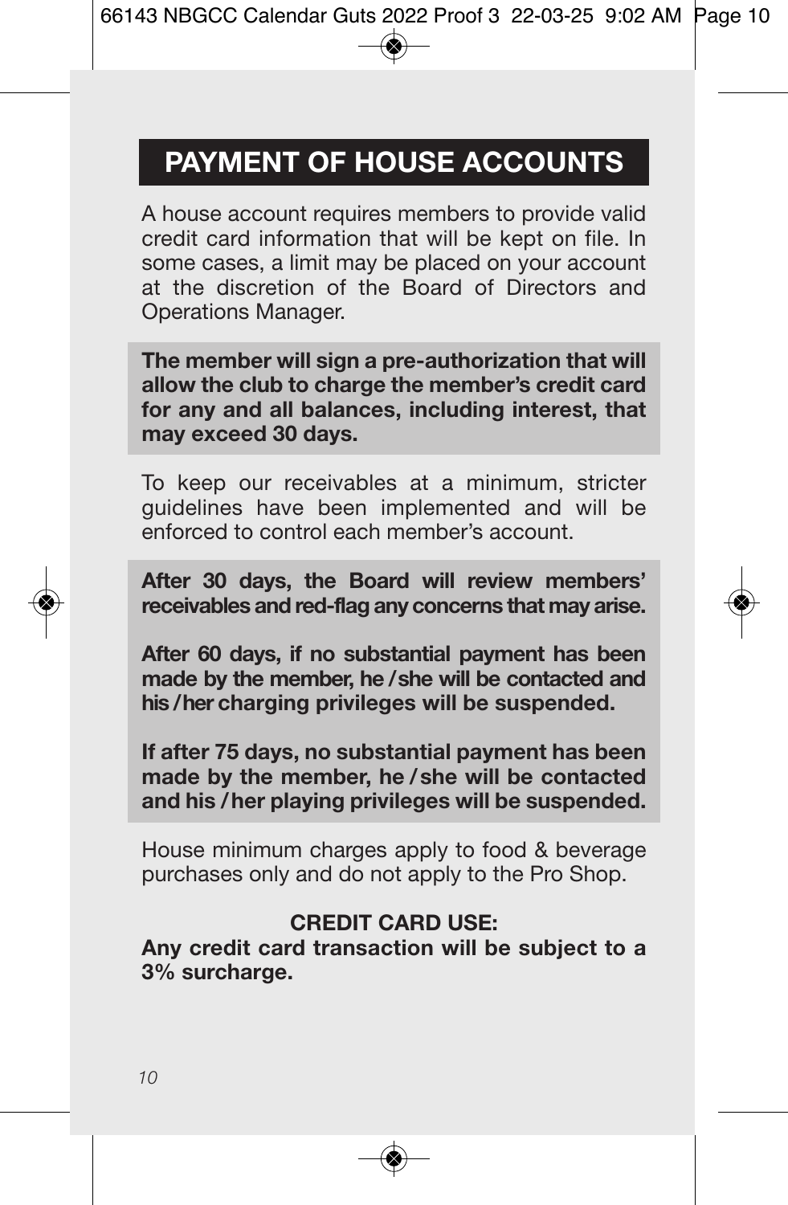## PAYMENT OF HOUSE ACCOUNTS

A house account requires members to provide valid credit card information that will be kept on file. In some cases, a limit may be placed on your account at the discretion of the Board of Directors and Operations Manager.

**The member will sign a pre-authorization that will allow the club to charge the member's credit card for any and all balances, including interest, that may exceed 30 days.**

To keep our receivables at a minimum, stricter guidelines have been implemented and will be enforced to control each member's account.

**After 30 days, the Board will review members' receivables and red-flag any concerns that may arise.**

**After 60 days, if no substantial payment has been made by the member, he / she will be contacted and his / her charging privileges will be suspended.**

**If after 75 days, no substantial payment has been made by the member, he / she will be contacted and his / her playing privileges will be suspended.**

House minimum charges apply to food & beverage purchases only and do not apply to the Pro Shop.

**CREDIT CARD USE:**

**Any credit card transaction will be subject to a 3% surcharge.**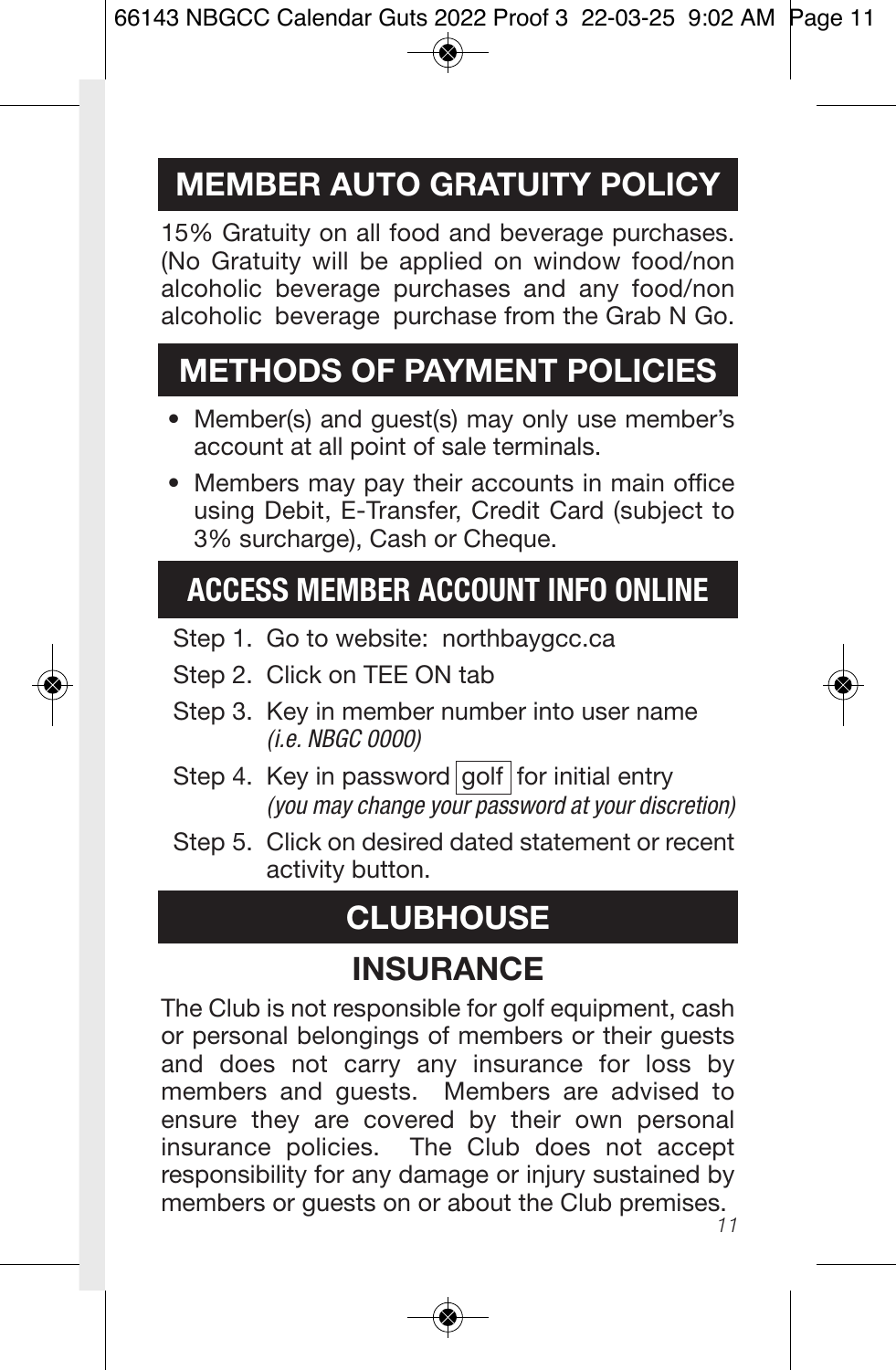## MEMBER AUTO GRATUITY POLICY

15% Gratuity on all food and beverage purchases. (No Gratuity will be applied on window food/non alcoholic beverage purchases and any food/non alcoholic beverage purchase from the Grab N Go.

## METHODS OF PAYMENT POLICIES

- Member(s) and guest(s) may only use member's account at all point of sale terminals.
- Members may pay their accounts in main office using Debit, E-Transfer, Credit Card (subject to 3% surcharge), Cash or Cheque.

## ACCESS MEMBER ACCOUNT INFO ONLINE

Step 1. Go to website: northbaygcc.ca

Step 2. Click on TEE ON tab

Step 3. Key in member number into user name *(i.e. NBGC 0000)*

Step 4. Key in password golf for initial entry *(you may change your password at your discretion)*

Step 5. Click on desired dated statement or recent activity button.

## CLUBHOUSE

### INSURANCE

The Club is not responsible for golf equipment, cash or personal belongings of members or their guests and does not carry any insurance for loss by members and guests. Members are advised to ensure they are covered by their own personal insurance policies. The Club does not accept responsibility for any damage or injury sustained by members or guests on or about the Club premises.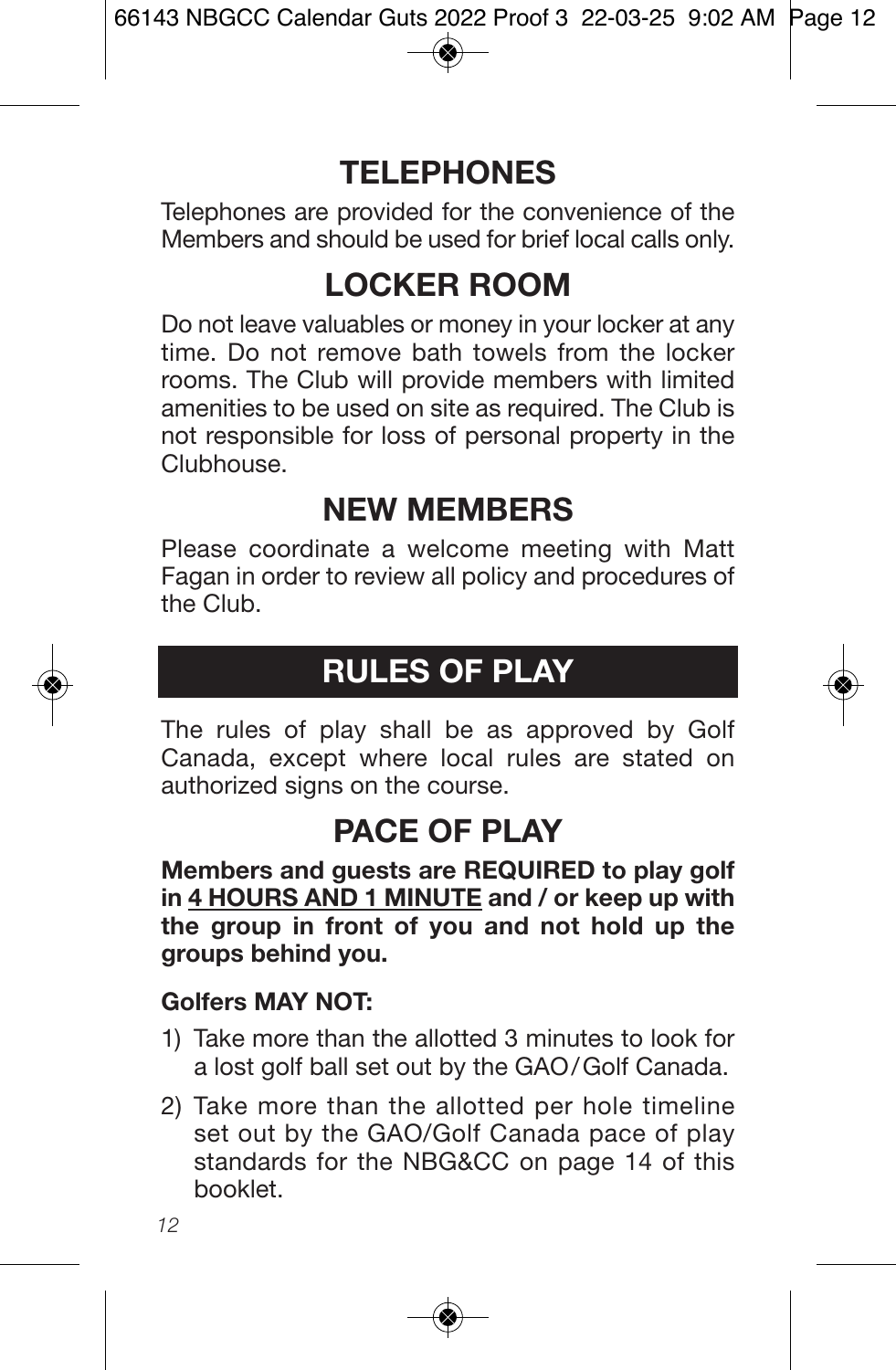## TELEPHONES

Telephones are provided for the convenience of the Members and should be used for brief local calls only.

## LOCKER ROOM

Do not leave valuables or money in your locker at any time. Do not remove bath towels from the locker rooms. The Club will provide members with limited amenities to be used on site as required. The Club is not responsible for loss of personal property in the Clubhouse.

## NEW MEMBERS

Please coordinate a welcome meeting with Matt Fagan in order to review all policy and procedures of the Club.

# RULES OF PLAY

The rules of play shall be as approved by Golf Canada, except where local rules are stated on authorized signs on the course.

## PACE OF PLAY

**Members and guests are REQUIRED to play golf in <u>4 HOURS AND 1 MINUTE</u> and / or keep up with the group in front of you and not hold up the groups behind you.**

**Golfers MAY NOT:**

1) Take more than the allotted 3 minutes to look for a lost golf ball set out by the GAO/Golf Canada.
2) Take more than the allotted per hole timeline set out by the GAO/Golf Canada pace of play standards for the NBG&CC on page 14 of this booklet.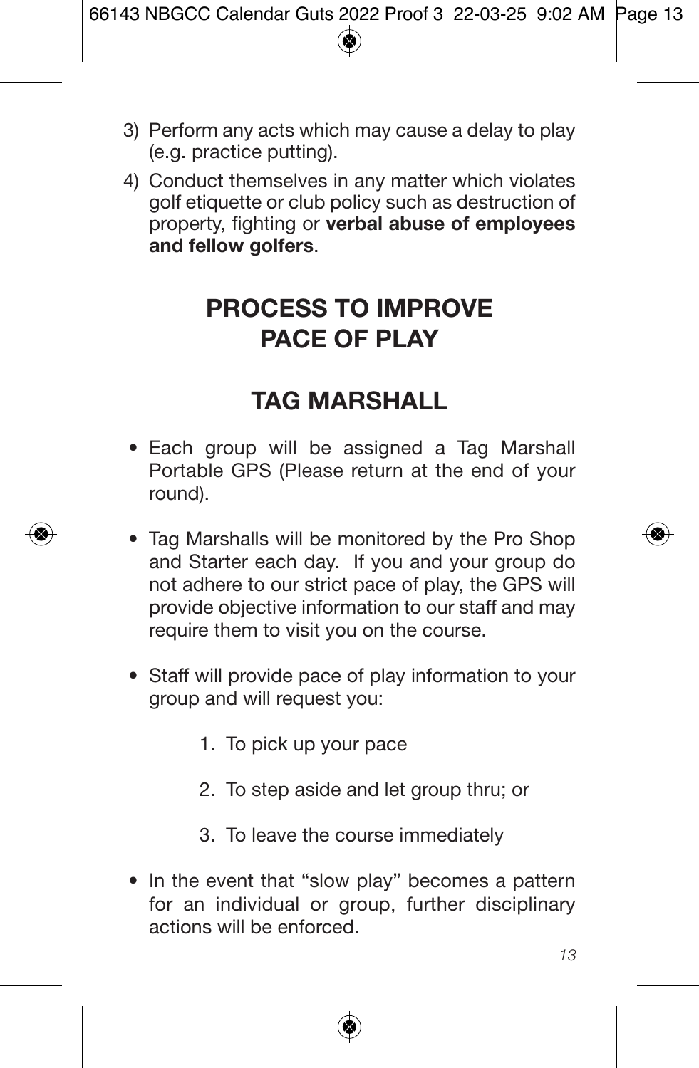3) Perform any acts which may cause a delay to play (e.g. practice putting).
4) Conduct themselves in any matter which violates golf etiquette or club policy such as destruction of property, fighting or **verbal abuse of employees and fellow golfers**.

## PROCESS TO IMPROVE PACE OF PLAY

## TAG MARSHALL

- Each group will be assigned a Tag Marshall Portable GPS (Please return at the end of your round).
- Tag Marshalls will be monitored by the Pro Shop and Starter each day. If you and your group do not adhere to our strict pace of play, the GPS will provide objective information to our staff and may require them to visit you on the course.
- Staff will provide pace of play information to your group and will request you:

    1. To pick up your pace
    2. To step aside and let group thru; or
    3. To leave the course immediately

- In the event that "slow play" becomes a pattern for an individual or group, further disciplinary actions will be enforced.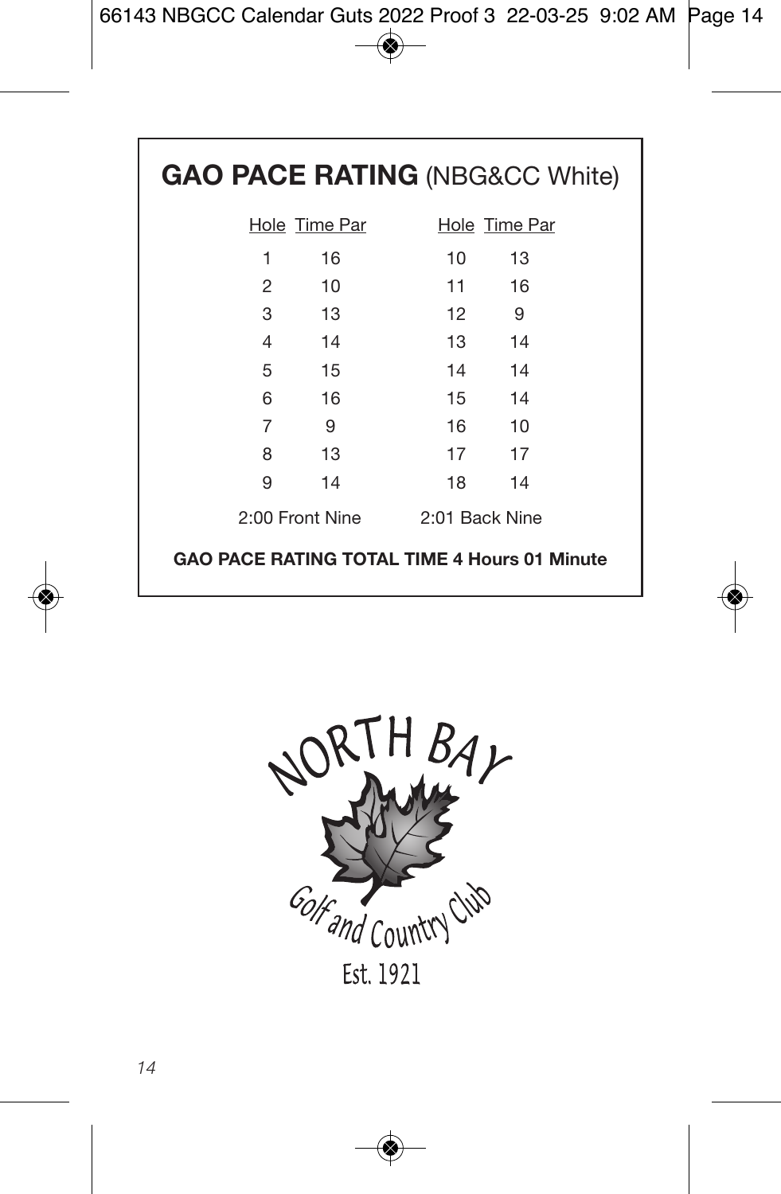## **GAO PACE RATING** (NBG&CC White)

| Hole | Time Par | Hole | Time Par |
|---|---|---|---|
| 1 | 16 | 10 | 13 |
| 2 | 10 | 11 | 16 |
| 3 | 13 | 12 | 9 |
| 4 | 14 | 13 | 14 |
| 5 | 15 | 14 | 14 |
| 6 | 16 | 15 | 14 |
| 7 | 9 | 16 | 10 |
| 8 | 13 | 17 | 17 |
| 9 | 14 | 18 | 14 |
| 2:00 Front Nine | | 2:01 Back Nine | |

**GAO PACE RATING TOTAL TIME 4 Hours 01 Minute**

NORTH BAY

Golf and Country Club

Est. 1921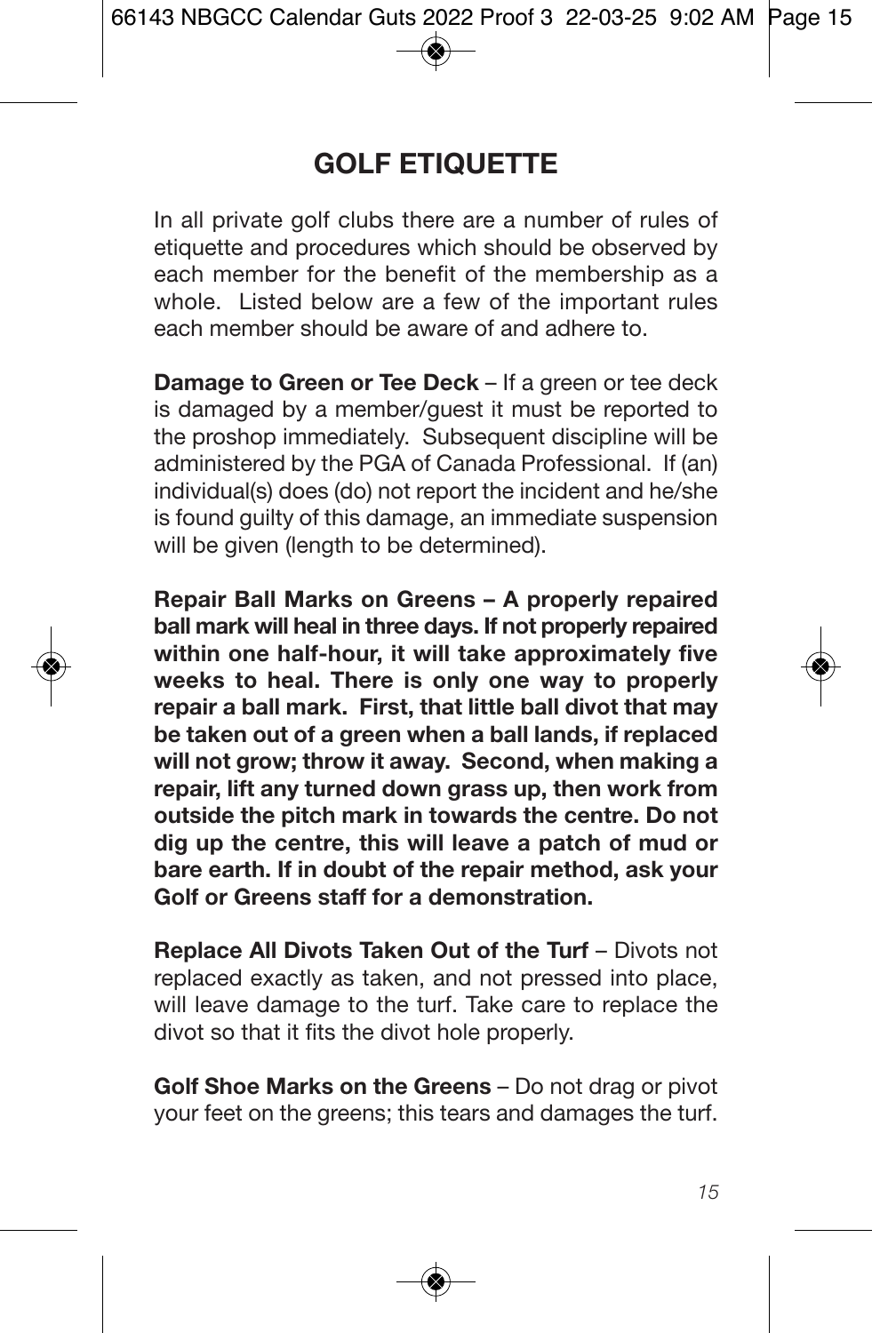# GOLF ETIQUETTE

In all private golf clubs there are a number of rules of etiquette and procedures which should be observed by each member for the benefit of the membership as a whole. Listed below are a few of the important rules each member should be aware of and adhere to.

**Damage to Green or Tee Deck** – If a green or tee deck is damaged by a member/guest it must be reported to the proshop immediately. Subsequent discipline will be administered by the PGA of Canada Professional. If (an) individual(s) does (do) not report the incident and he/she is found guilty of this damage, an immediate suspension will be given (length to be determined).

**Repair Ball Marks on Greens – A properly repaired ball mark will heal in three days. If not properly repaired within one half-hour, it will take approximately five weeks to heal. There is only one way to properly repair a ball mark. First, that little ball divot that may be taken out of a green when a ball lands, if replaced will not grow; throw it away. Second, when making a repair, lift any turned down grass up, then work from outside the pitch mark in towards the centre. Do not dig up the centre, this will leave a patch of mud or bare earth. If in doubt of the repair method, ask your Golf or Greens staff for a demonstration.**

**Replace All Divots Taken Out of the Turf** – Divots not replaced exactly as taken, and not pressed into place, will leave damage to the turf. Take care to replace the divot so that it fits the divot hole properly.

**Golf Shoe Marks on the Greens** – Do not drag or pivot your feet on the greens; this tears and damages the turf.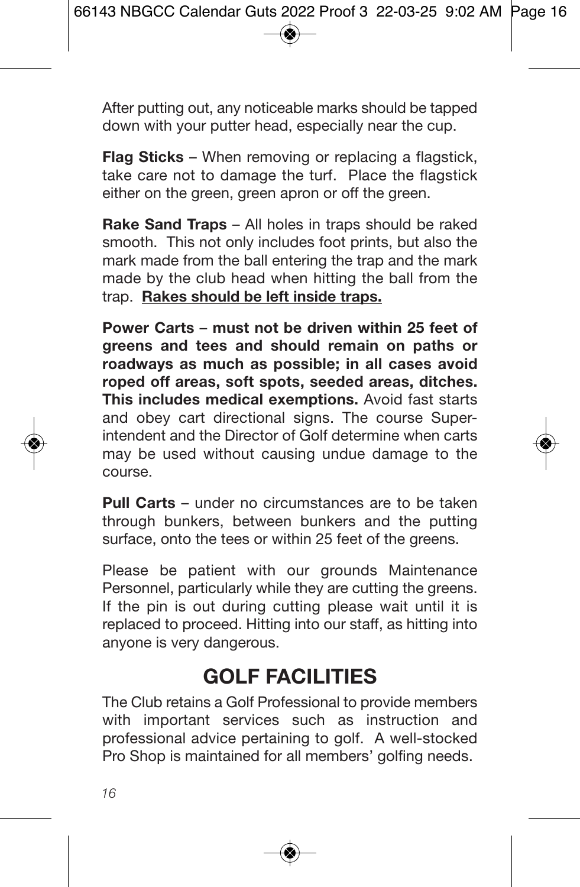After putting out, any noticeable marks should be tapped down with your putter head, especially near the cup.

**Flag Sticks** – When removing or replacing a flagstick, take care not to damage the turf. Place the flagstick either on the green, green apron or off the green.

**Rake Sand Traps** – All holes in traps should be raked smooth. This not only includes foot prints, but also the mark made from the ball entering the trap and the mark made by the club head when hitting the ball from the trap. **<u>Rakes should be left inside traps.</u>**

**Power Carts – must not be driven within 25 feet of greens and tees and should remain on paths or roadways as much as possible; in all cases avoid roped off areas, soft spots, seeded areas, ditches. This includes medical exemptions.** Avoid fast starts and obey cart directional signs. The course Superintendent and the Director of Golf determine when carts may be used without causing undue damage to the course.

**Pull Carts** – under no circumstances are to be taken through bunkers, between bunkers and the putting surface, onto the tees or within 25 feet of the greens.

Please be patient with our grounds Maintenance Personnel, particularly while they are cutting the greens. If the pin is out during cutting please wait until it is replaced to proceed. Hitting into our staff, as hitting into anyone is very dangerous.

# GOLF FACILITIES

The Club retains a Golf Professional to provide members with important services such as instruction and professional advice pertaining to golf. A well-stocked Pro Shop is maintained for all members' golfing needs.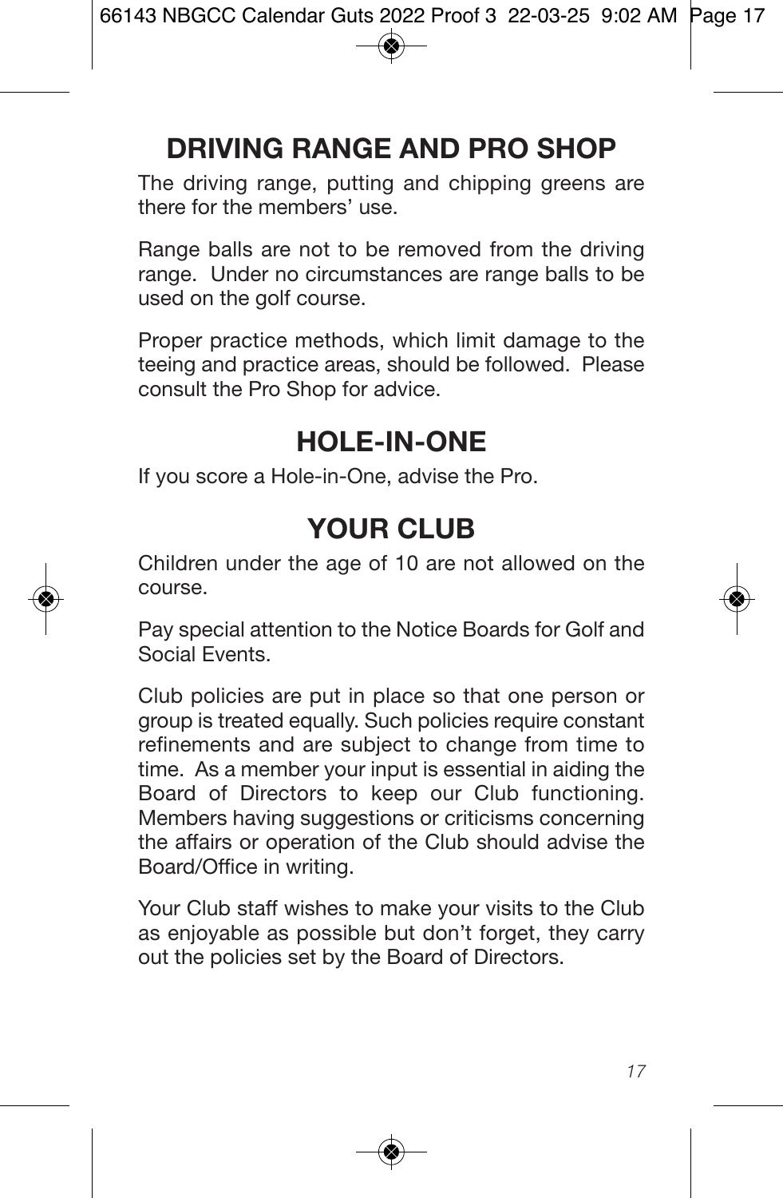## DRIVING RANGE AND PRO SHOP

The driving range, putting and chipping greens are there for the members' use.

Range balls are not to be removed from the driving range. Under no circumstances are range balls to be used on the golf course.

Proper practice methods, which limit damage to the teeing and practice areas, should be followed. Please consult the Pro Shop for advice.

## HOLE-IN-ONE

If you score a Hole-in-One, advise the Pro.

## YOUR CLUB

Children under the age of 10 are not allowed on the course.

Pay special attention to the Notice Boards for Golf and Social Events.

Club policies are put in place so that one person or group is treated equally. Such policies require constant refinements and are subject to change from time to time. As a member your input is essential in aiding the Board of Directors to keep our Club functioning. Members having suggestions or criticisms concerning the affairs or operation of the Club should advise the Board/Office in writing.

Your Club staff wishes to make your visits to the Club as enjoyable as possible but don't forget, they carry out the policies set by the Board of Directors.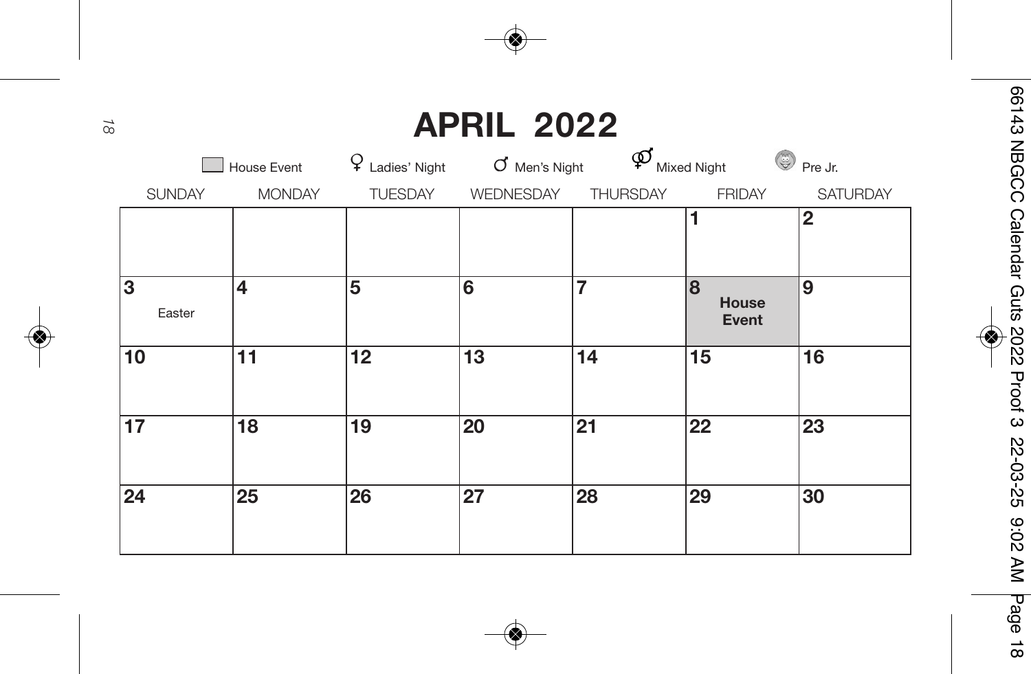# APRIL 2022

House Event | ♀ Ladies' Night | ♂ Men's Night | ⚤ Mixed Night | Pre Jr.

| SUNDAY | MONDAY | TUESDAY | WEDNESDAY | THURSDAY | FRIDAY | SATURDAY |
| --- | --- | --- | --- | --- | --- | --- |
| | | | | | **1** | **2** |
| **3** Easter | **4** | **5** | **6** | **7** | **8** **House Event** | **9** |
| **10** | **11** | **12** | **13** | **14** | **15** | **16** |
| **17** | **18** | **19** | **20** | **21** | **22** | **23** |
| **24** | **25** | **26** | **27** | **28** | **29** | **30** |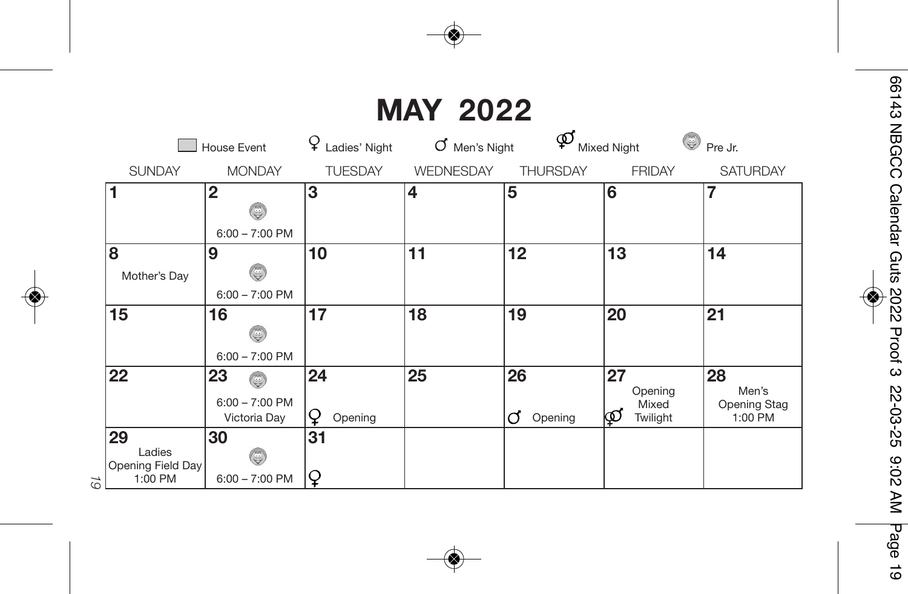# MAY 2022

Legend: House Event | ♀ Ladies' Night | ♂ Men's Night | ⚤ Mixed Night | Pre Jr.

| SUNDAY | MONDAY | TUESDAY | WEDNESDAY | THURSDAY | FRIDAY | SATURDAY |
|---|---|---|---|---|---|---|
| 1 | 2<br>Pre Jr.<br>6:00 – 7:00 PM | 3 | 4 | 5 | 6 | 7 |
| 8<br>Mother's Day | 9<br>Pre Jr.<br>6:00 – 7:00 PM | 10 | 11 | 12 | 13 | 14 |
| 15 | 16<br>Pre Jr.<br>6:00 – 7:00 PM | 17 | 18 | 19 | 20 | 21 |
| 22 | 23<br>Pre Jr.<br>6:00 – 7:00 PM<br>Victoria Day | 24<br>♀ Opening | 25 | 26<br>♂ Opening | 27<br>⚤ Opening Mixed Twilight | 28<br>Men's Opening Stag 1:00 PM |
| 29<br>Ladies Opening Field Day 1:00 PM | 30<br>Pre Jr.<br>6:00 – 7:00 PM | 31<br>♀ | | | | |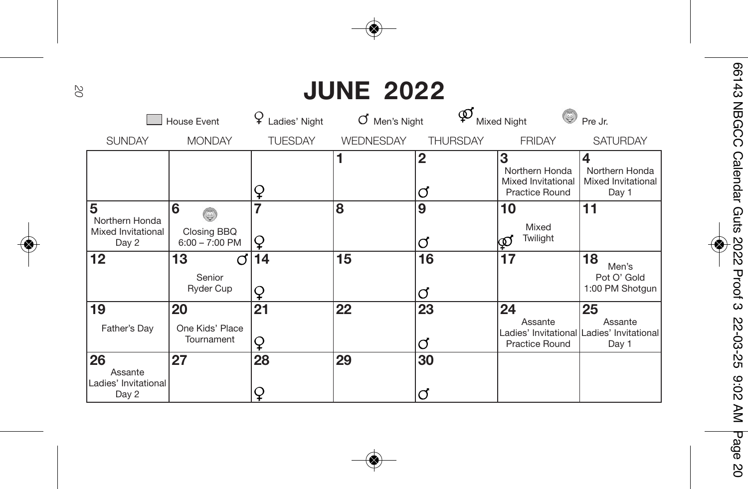# JUNE 2022

House Event | ♀ Ladies' Night | ♂ Men's Night | ⚤ Mixed Night | Pre Jr.

| SUNDAY | MONDAY | TUESDAY | WEDNESDAY | THURSDAY | FRIDAY | SATURDAY |
|---|---|---|---|---|---|---|
| | | ♀ | 1 | 2 ♂ | 3 Northern Honda Mixed Invitational Practice Round | 4 Northern Honda Mixed Invitational Day 1 |
| 5 Northern Honda Mixed Invitational Day 2 | 6 (Pre Jr.) Closing BBQ 6:00 – 7:00 PM | 7 ♀ | 8 | 9 ♂ | 10 ⚤ Mixed Twilight | 11 |
| 12 | 13 ♂ Senior Ryder Cup | 14 ♀ | 15 | 16 ♂ | 17 | 18 Men's Pot O' Gold 1:00 PM Shotgun |
| 19 Father's Day | 20 One Kids' Place Tournament | 21 ♀ | 22 | 23 ♂ | 24 Assante Ladies' Invitational Practice Round | 25 Assante Ladies' Invitational Day 1 |
| 26 Assante Ladies' Invitational Day 2 | 27 | 28 ♀ | 29 | 30 ♂ | | |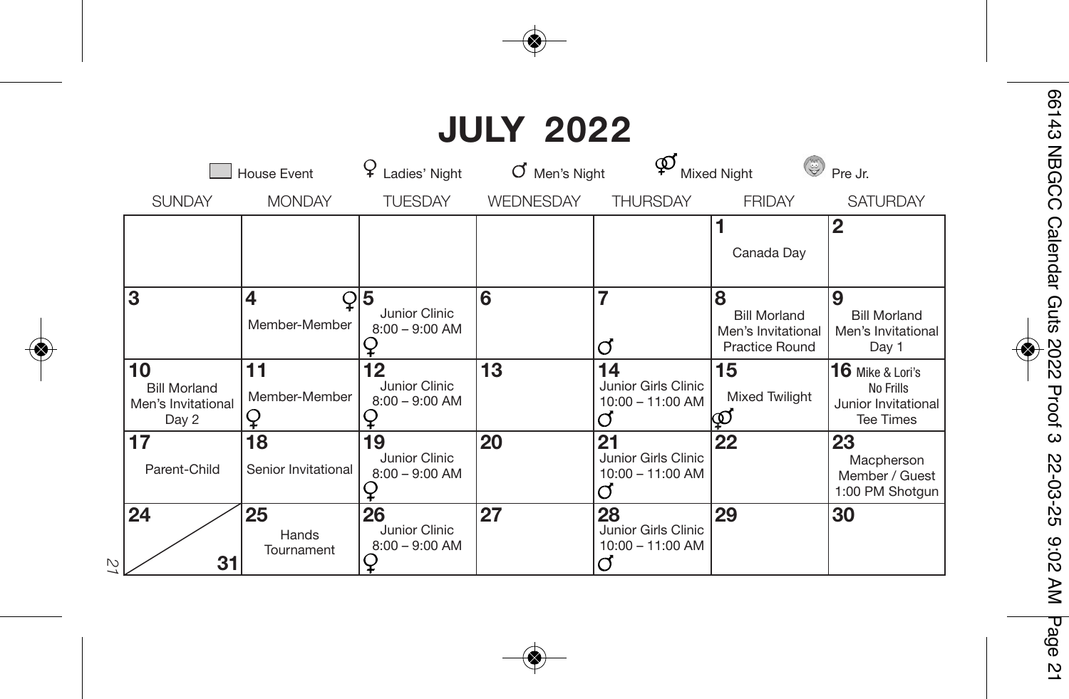# JULY 2022

House Event | ♀ Ladies' Night | ♂ Men's Night | ⚤ Mixed Night | Pre Jr.

| SUNDAY | MONDAY | TUESDAY | WEDNESDAY | THURSDAY | FRIDAY | SATURDAY |
|---|---|---|---|---|---|---|
| | | | | | **1** Canada Day | **2** |
| **3** | **4** ♀ Member-Member | **5** Junior Clinic 8:00 – 9:00 AM ♀ | **6** | **7** ♂ | **8** Bill Morland Men's Invitational Practice Round | **9** Bill Morland Men's Invitational Day 1 |
| **10** Bill Morland Men's Invitational Day 2 | **11** Member-Member ♀ | **12** Junior Clinic 8:00 – 9:00 AM ♀ | **13** | **14** Junior Girls Clinic 10:00 – 11:00 AM ♂ | **15** Mixed Twilight ⚤ | **16** Mike & Lori's No Frills Junior Invitational Tee Times |
| **17** Parent-Child | **18** Senior Invitational | **19** Junior Clinic 8:00 – 9:00 AM ♀ | **20** | **21** Junior Girls Clinic 10:00 – 11:00 AM ♂ | **22** | **23** Macpherson Member / Guest 1:00 PM Shotgun |
| **24** / **31** | **25** Hands Tournament | **26** Junior Clinic 8:00 – 9:00 AM ♀ | **27** | **28** Junior Girls Clinic 10:00 – 11:00 AM ♂ | **29** | **30** |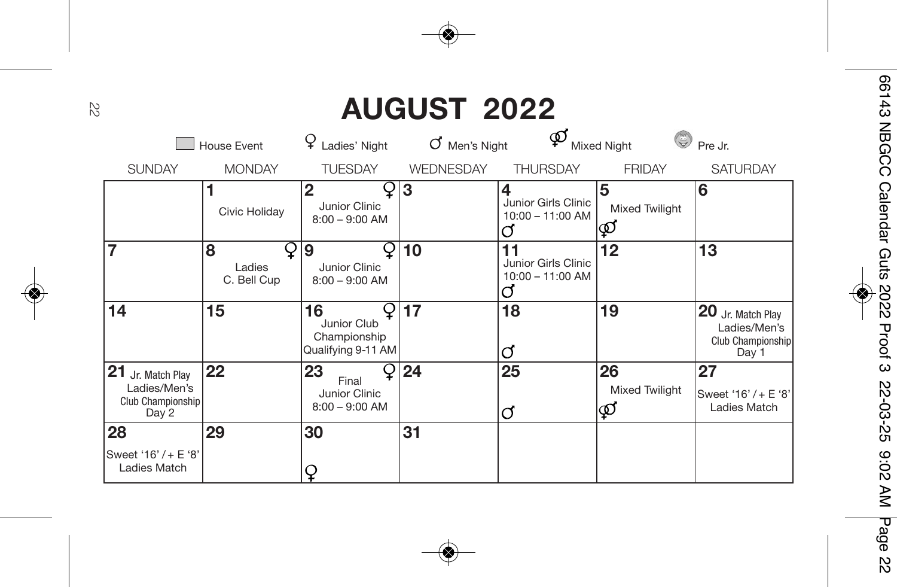# AUGUST 2022

House Event | ♀ Ladies' Night | ♂ Men's Night | ⚤ Mixed Night | Pre Jr.

| SUNDAY | MONDAY | TUESDAY | WEDNESDAY | THURSDAY | FRIDAY | SATURDAY |
|---|---|---|---|---|---|---|
| | **1** Civic Holiday | **2** ♀ Junior Clinic 8:00 – 9:00 AM | **3** | **4** Junior Girls Clinic 10:00 – 11:00 AM ♂ | **5** Mixed Twilight ⚤ | **6** |
| **7** | **8** ♀ Ladies C. Bell Cup | **9** ♀ Junior Clinic 8:00 – 9:00 AM | **10** | **11** Junior Girls Clinic 10:00 – 11:00 AM ♂ | **12** | **13** |
| **14** | **15** | **16** ♀ Junior Club Championship Qualifying 9-11 AM | **17** | **18** ♂ | **19** | **20** Jr. Match Play Ladies/Men's Club Championship Day 1 |
| **21** Jr. Match Play Ladies/Men's Club Championship Day 2 | **22** | **23** ♀ Final Junior Clinic 8:00 – 9:00 AM | **24** | **25** ♂ | **26** Mixed Twilight ⚤ | **27** Sweet '16' / + E '8' Ladies Match |
| **28** Sweet '16' / + E '8' Ladies Match | **29** | **30** ♀ | **31** | | | |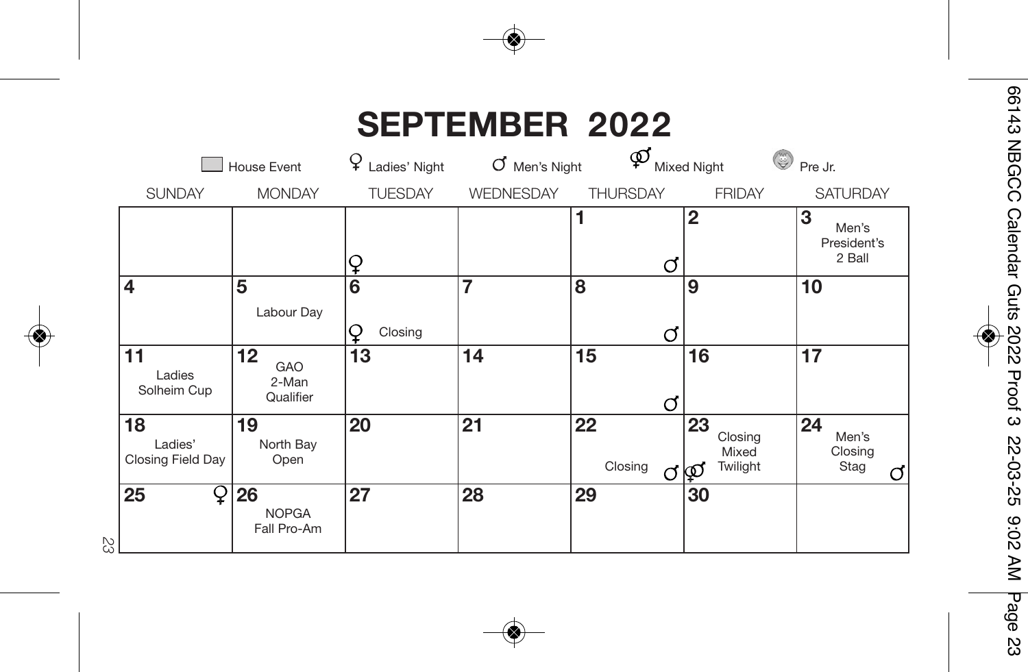# SEPTEMBER 2022

House Event | ♀ Ladies' Night | ♂ Men's Night | ⚤ Mixed Night | Pre Jr.

| SUNDAY | MONDAY | TUESDAY | WEDNESDAY | THURSDAY | FRIDAY | SATURDAY |
|---|---|---|---|---|---|---|
| | | ♀ | | 1 ♂ | 2 | 3 Men's President's 2 Ball |
| 4 | 5 Labour Day | 6 ♀ Closing | 7 | 8 ♂ | 9 | 10 |
| 11 Ladies Solheim Cup | 12 GAO 2-Man Qualifier | 13 | 14 | 15 ♂ | 16 | 17 |
| 18 Ladies' Closing Field Day | 19 North Bay Open | 20 | 21 | 22 Closing ♂ | 23 ⚤ Closing Mixed Twilight | 24 Men's Closing Stag ♂ |
| 25 ♀ | 26 NOPGA Fall Pro-Am | 27 | 28 | 29 | 30 | |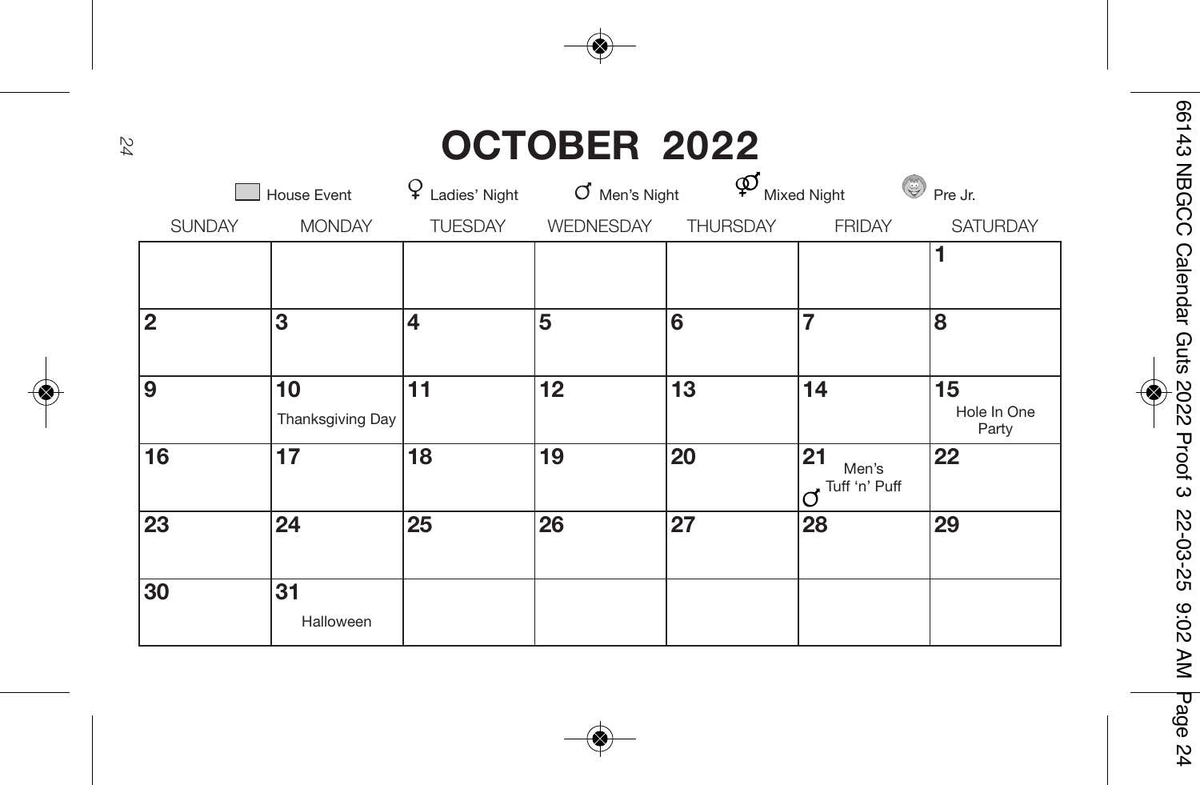# OCTOBER 2022

House Event | ♀ Ladies' Night | ♂ Men's Night | ⚤ Mixed Night | Pre Jr.

| SUNDAY | MONDAY | TUESDAY | WEDNESDAY | THURSDAY | FRIDAY | SATURDAY |
|---|---|---|---|---|---|---|
| | | | | | | 1 |
| 2 | 3 | 4 | 5 | 6 | 7 | 8 |
| 9 | 10 Thanksgiving Day | 11 | 12 | 13 | 14 | 15 Hole In One Party |
| 16 | 17 | 18 | 19 | 20 | 21 ♂ Men's Tuff 'n' Puff | 22 |
| 23 | 24 | 25 | 26 | 27 | 28 | 29 |
| 30 | 31 Halloween | | | | | |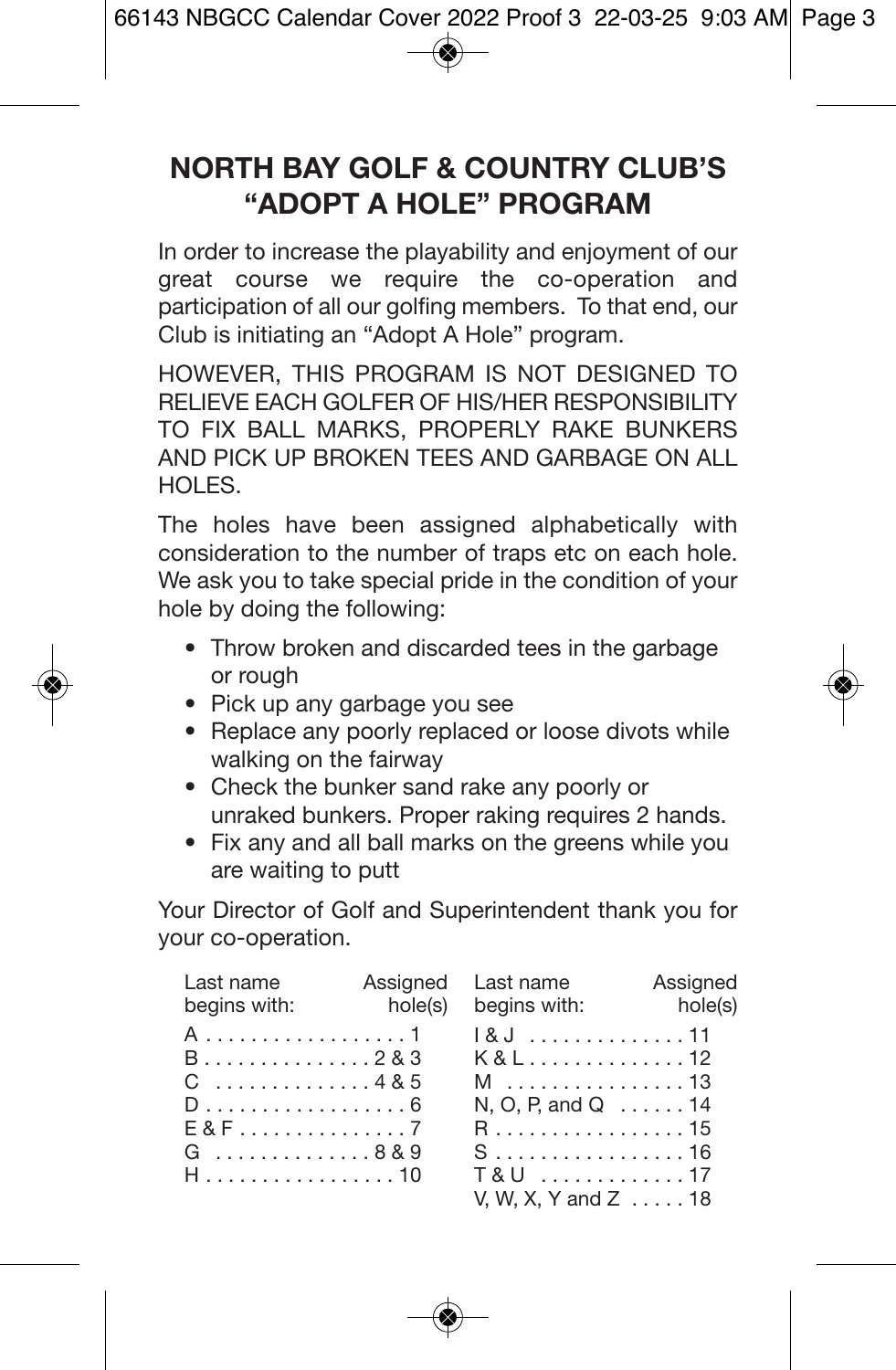# NORTH BAY GOLF & COUNTRY CLUB'S "ADOPT A HOLE" PROGRAM

In order to increase the playability and enjoyment of our great course we require the co-operation and participation of all our golfing members. To that end, our Club is initiating an "Adopt A Hole" program.

HOWEVER, THIS PROGRAM IS NOT DESIGNED TO RELIEVE EACH GOLFER OF HIS/HER RESPONSIBILITY TO FIX BALL MARKS, PROPERLY RAKE BUNKERS AND PICK UP BROKEN TEES AND GARBAGE ON ALL HOLES.

The holes have been assigned alphabetically with consideration to the number of traps etc on each hole. We ask you to take special pride in the condition of your hole by doing the following:

- Throw broken and discarded tees in the garbage or rough
- Pick up any garbage you see
- Replace any poorly replaced or loose divots while walking on the fairway
- Check the bunker sand rake any poorly or unraked bunkers. Proper raking requires 2 hands.
- Fix any and all ball marks on the greens while you are waiting to putt

Your Director of Golf and Superintendent thank you for your co-operation.

| Last name begins with: | Assigned hole(s) | Last name begins with: | Assigned hole(s) |
|---|---|---|---|
| A | 1 | I & J | 11 |
| B | 2 & 3 | K & L | 12 |
| C | 4 & 5 | M | 13 |
| D | 6 | N, O, P, and Q | 14 |
| E & F | 7 | R | 15 |
| G | 8 & 9 | S | 16 |
| H | 10 | T & U | 17 |
| | | V, W, X, Y and Z | 18 |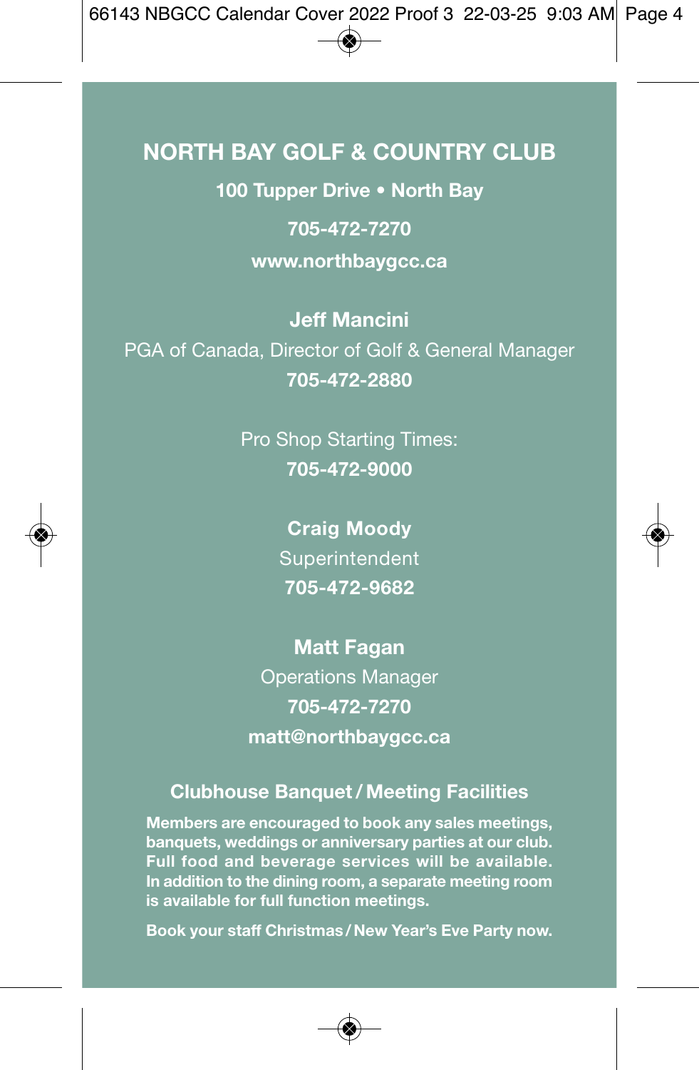# NORTH BAY GOLF & COUNTRY CLUB

**100 Tupper Drive • North Bay**

**705-472-7270**

**www.northbaygcc.ca**

**Jeff Mancini**
PGA of Canada, Director of Golf & General Manager
**705-472-2880**

Pro Shop Starting Times:
**705-472-9000**

**Craig Moody**
Superintendent
**705-472-9682**

**Matt Fagan**
Operations Manager
**705-472-7270**
**matt@northbaygcc.ca**

## Clubhouse Banquet / Meeting Facilities

**Members are encouraged to book any sales meetings, banquets, weddings or anniversary parties at our club. Full food and beverage services will be available. In addition to the dining room, a separate meeting room is available for full function meetings.**

**Book your staff Christmas / New Year's Eve Party now.**